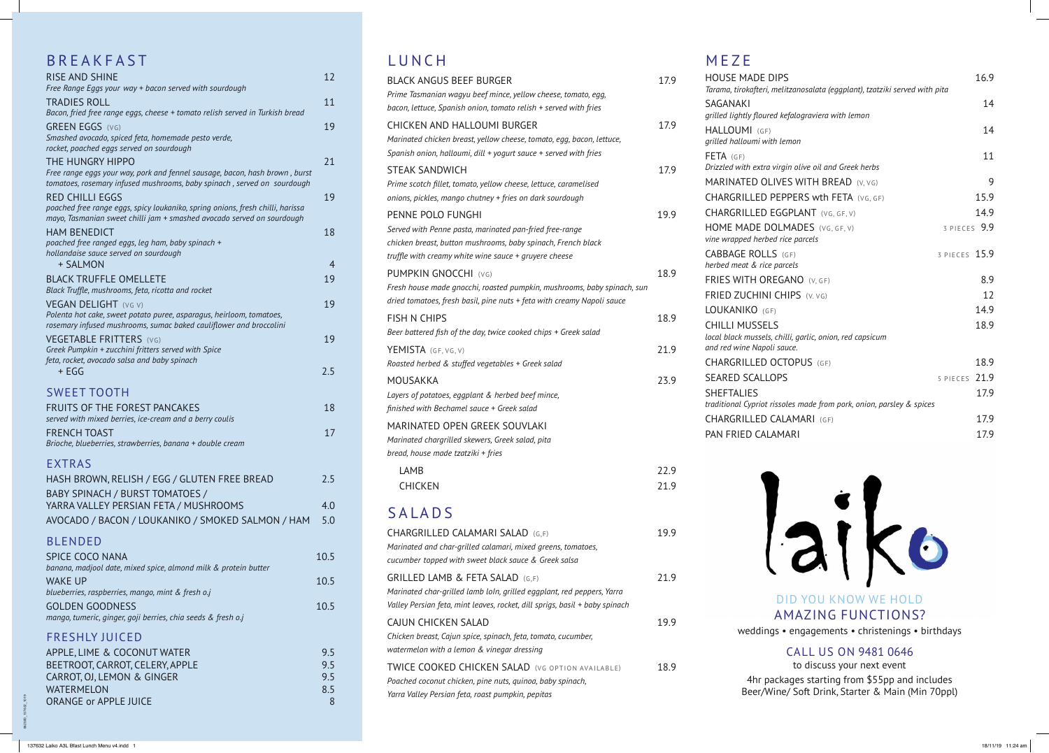# BREAKFAST

**RISE AND SHINE** — 12
*Free Range Eggs your way + bacon served with sourdough*

**TRADIES ROLL** — 11
*Bacon, fried free range eggs, cheese + tomato relish served in Turkish bread*

**GREEN EGGS** (VG) — 19
*Smashed avocado, spiced feta, homemade pesto verde, rocket, poached eggs served on sourdough*

**THE HUNGRY HIPPO** — 21
*Free range eggs your way, pork and fennel sausage, bacon, hash brown , burst tomatoes, rosemary infused mushrooms, baby spinach , served on sourdough*

**RED CHILLI EGGS** — 19
*poached free range eggs, spicy loukaniko, spring onions, fresh chilli, harissa mayo, Tasmanian sweet chilli jam + smashed avocado served on sourdough*

**HAM BENEDICT** — 18
*poached free ranged eggs, leg ham, baby spinach + hollandaise sauce served on sourdough*
+ SALMON — 4

**BLACK TRUFFLE OMELLETE** — 19
*Black Truffle, mushrooms, feta, ricotta and rocket*

**VEGAN DELIGHT** (VG V) — 19
*Polenta hot cake, sweet potato puree, asparagus, heirloom, tomatoes, rosemary infused mushrooms, sumac baked cauliflower and broccolini*

**VEGETABLE FRITTERS** (VG) — 19
*Greek Pumpkin + zucchini fritters served with Spice feta, rocket, avocado salsa and baby spinach*
+ EGG — 2.5

## SWEET TOOTH

**FRUITS OF THE FOREST PANCAKES** — 18
*served with mixed berries, ice-cream and a berry coulis*

**FRENCH TOAST** — 17
*Brioche, blueberries, strawberries, banana + double cream*

## EXTRAS

| Item | Price |
|---|---|
| HASH BROWN, RELISH / EGG / GLUTEN FREE BREAD | 2.5 |
| BABY SPINACH / BURST TOMATOES / YARRA VALLEY PERSIAN FETA / MUSHROOMS | 4.0 |
| AVOCADO / BACON / LOUKANIKO / SMOKED SALMON / HAM | 5.0 |

## BLENDED

**SPICE COCO NANA** — 10.5
*banana, madjool date, mixed spice, almond milk & protein butter*

**WAKE UP** — 10.5
*blueberries, raspberries, mango, mint & fresh o.j*

**GOLDEN GOODNESS** — 10.5
*mango, tumeric, ginger, goji berries, chia seeds & fresh o.j*

## FRESHLY JUICED

| Item | Price |
|---|---|
| APPLE, LIME & COCONUT WATER | 9.5 |
| BEETROOT, CARROT, CELERY, APPLE | 9.5 |
| CARROT, OJ, LEMON & GINGER | 9.5 |
| WATERMELON | 8.5 |
| ORANGE or APPLE JUICE | 8 |

# LUNCH

**BLACK ANGUS BEEF BURGER** — 17.9
*Prime Tasmanian wagyu beef mince, yellow cheese, tomato, egg, bacon, lettuce, Spanish onion, tomato relish + served with fries*

**CHICKEN AND HALLOUMI BURGER** — 17.9
*Marinated chicken breast, yellow cheese, tomato, egg, bacon, lettuce, Spanish onion, halloumi, dill + yogurt sauce + served with fries*

**STEAK SANDWICH** — 17.9
*Prime scotch fillet, tomato, yellow cheese, lettuce, caramelised onions, pickles, mango chutney + fries on dark sourdough*

**PENNE POLO FUNGHI** — 19.9
*Served with Penne pasta, marinated pan-fried free-range chicken breast, button mushrooms, baby spinach, French black truffle with creamy white wine sauce + gruyere cheese*

**PUMPKIN GNOCCHI** (VG) — 18.9
*Fresh house made gnocchi, roasted pumpkin, mushrooms, baby spinach, sun dried tomatoes, fresh basil, pine nuts + feta with creamy Napoli sauce*

**FISH N CHIPS** — 18.9
*Beer battered fish of the day, twice cooked chips + Greek salad*

**YEMISTA** (GF, VG, V) — 21.9
*Roasted herbed & stuffed vegetables + Greek salad*

**MOUSAKKA** — 23.9
*Layers of potatoes, eggplant & herbed beef mince, finished with Bechamel sauce + Greek salad*

**MARINATED OPEN GREEK SOUVLAKI**
*Marinated chargrilled skewers, Greek salad, pita bread, house made tzatziki + fries*
LAMB — 22.9
CHICKEN — 21.9

# SALADS

**CHARGRILLED CALAMARI SALAD** (G,F) — 19.9
*Marinated and char-grilled calamari, mixed greens, tomatoes, cucumber topped with sweet black sauce & Greek salsa*

**GRILLED LAMB & FETA SALAD** (G,F) — 21.9
*Marinated char-grilled lamb loln, grilled eggplant, red peppers, Yarra Valley Persian feta, mint leaves, rocket, dill sprigs, basil + baby spinach*

**CAJUN CHICKEN SALAD** — 19.9
*Chicken breast, Cajun spice, spinach, feta, tomato, cucumber, watermelon with a lemon & vinegar dressing*

**TWICE COOKED CHICKEN SALAD** (VG OPTION AVAILABLE) — 18.9
*Poached coconut chicken, pine nuts, quinoa, baby spinach, Yarra Valley Persian feta, roast pumpkin, pepitas*

# MEZE

**HOUSE MADE DIPS** — 16.9
*Tarama, tirokafteri, melitzanosalata (eggplant), tzatziki served with pita*

**SAGANAKI** — 14
*grilled lightly floured kefalograviera with lemon*

**HALLOUMI** (GF) — 14
*grilled halloumi with lemon*

**FETA** (GF) — 11
*Drizzled with extra virgin olive oil and Greek herbs*

**MARINATED OLIVES WITH BREAD** (V, VG) — 9

**CHARGRILLED PEPPERS wth FETA** (VG, GF) — 15.9

**CHARGRILLED EGGPLANT** (VG, GF, V) — 14.9

**HOME MADE DOLMADES** (VG, GF, V) — 3 PIECES 9.9
*vine wrapped herbed rice parcels*

**CABBAGE ROLLS** (GF) — 3 PIECES 15.9
*herbed meat & rice parcels*

**FRIES WITH OREGANO** (V, GF) — 8.9

**FRIED ZUCHINI CHIPS** (V. VG) — 12

**LOUKANIKO** (GF) — 14.9

**CHILLI MUSSELS** — 18.9
*local black mussels, chilli, garlic, onion, red capsicum and red wine Napoli sauce.*

**CHARGRILLED OCTOPUS** (GF) — 18.9

**SEARED SCALLOPS** — 5 PIECES 21.9

**SHEFTALIES** — 17.9
*traditional Cypriot rissoles made from pork, onion, parsley & spices*

**CHARGRILLED CALAMARI** (GF) — 17.9

**PAN FRIED CALAMARI** — 17.9

laiko

DID YOU KNOW WE HOLD
## AMAZING FUNCTIONS?

weddings • engagements • christenings • birthdays

CALL US ON 9481 0646
to discuss your next event

4hr packages starting from $55pp and includes Beer/Wine/ Soft Drink, Starter & Main (Min 70ppl)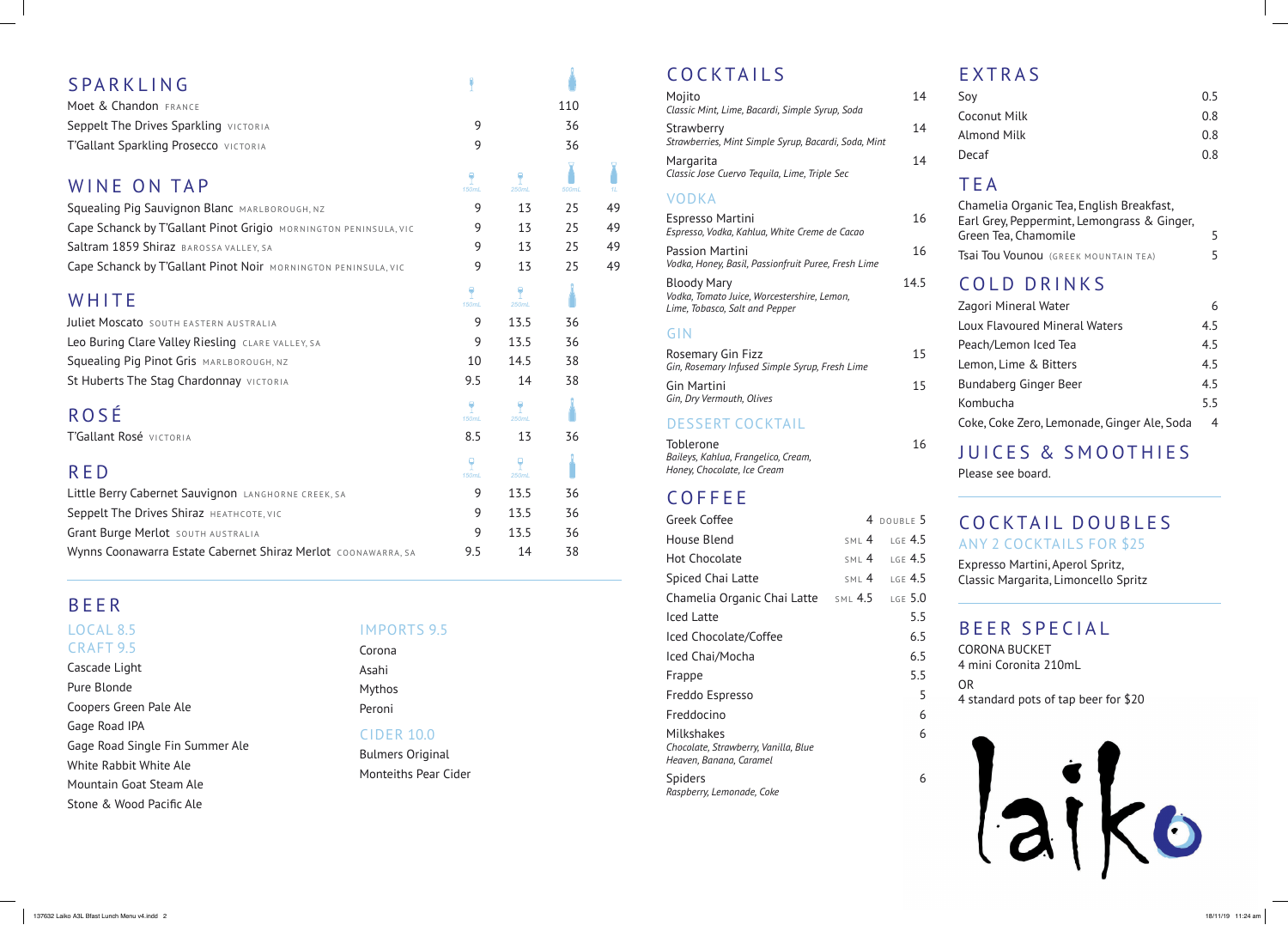## SPARKLING

| | Glass | Bottle |
|---|---|---|
| Moet & Chandon FRANCE | | 110 |
| Seppelt The Drives Sparkling VICTORIA | 9 | 36 |
| T'Gallant Sparkling Prosecco VICTORIA | 9 | 36 |

## WINE ON TAP

| | 150mL | 250mL | 500mL | 1L |
|---|---|---|---|---|
| Squealing Pig Sauvignon Blanc MARLBOROUGH, NZ | 9 | 13 | 25 | 49 |
| Cape Schanck by T'Gallant Pinot Grigio MORNINGTON PENINSULA, VIC | 9 | 13 | 25 | 49 |
| Saltram 1859 Shiraz BAROSSA VALLEY, SA | 9 | 13 | 25 | 49 |
| Cape Schanck by T'Gallant Pinot Noir MORNINGTON PENINSULA, VIC | 9 | 13 | 25 | 49 |

## WHITE

| | 150mL | 250mL | Bottle |
|---|---|---|---|
| Juliet Moscato SOUTH EASTERN AUSTRALIA | 9 | 13.5 | 36 |
| Leo Buring Clare Valley Riesling CLARE VALLEY, SA | 9 | 13.5 | 36 |
| Squealing Pig Pinot Gris MARLBOROUGH, NZ | 10 | 14.5 | 38 |
| St Huberts The Stag Chardonnay VICTORIA | 9.5 | 14 | 38 |

## ROSÉ

| | 150mL | 250mL | Bottle |
|---|---|---|---|
| T'Gallant Rosé VICTORIA | 8.5 | 13 | 36 |

## RED

| | 150mL | 250mL | Bottle |
|---|---|---|---|
| Little Berry Cabernet Sauvignon LANGHORNE CREEK, SA | 9 | 13.5 | 36 |
| Seppelt The Drives Shiraz HEATHCOTE, VIC | 9 | 13.5 | 36 |
| Grant Burge Merlot SOUTH AUSTRALIA | 9 | 13.5 | 36 |
| Wynns Coonawarra Estate Cabernet Shiraz Merlot COONAWARRA, SA | 9.5 | 14 | 38 |

## BEER

### LOCAL 8.5
### CRAFT 9.5

- Cascade Light
- Pure Blonde
- Coopers Green Pale Ale
- Gage Road IPA
- Gage Road Single Fin Summer Ale
- White Rabbit White Ale
- Mountain Goat Steam Ale
- Stone & Wood Pacific Ale

### IMPORTS 9.5

- Corona
- Asahi
- Mythos
- Peroni

### CIDER 10.0

- Bulmers Original
- Monteiths Pear Cider

## COCKTAILS

| | |
|---|---|
| Mojito *Classic Mint, Lime, Bacardi, Simple Syrup, Soda* | 14 |
| Strawberry *Strawberries, Mint Simple Syrup, Bacardi, Soda, Mint* | 14 |
| Margarita *Classic Jose Cuervo Tequila, Lime, Triple Sec* | 14 |

### VODKA

| | |
|---|---|
| Espresso Martini *Espresso, Vodka, Kahlua, White Creme de Cacao* | 16 |
| Passion Martini *Vodka, Honey, Basil, Passionfruit Puree, Fresh Lime* | 16 |
| Bloody Mary *Vodka, Tomato Juice, Worcestershire, Lemon, Lime, Tobasco, Salt and Pepper* | 14.5 |

### GIN

| | |
|---|---|
| Rosemary Gin Fizz *Gin, Rosemary Infused Simple Syrup, Fresh Lime* | 15 |
| Gin Martini *Gin, Dry Vermouth, Olives* | 15 |

### DESSERT COCKTAIL

| | |
|---|---|
| Toblerone *Baileys, Kahlua, Frangelico, Cream, Honey, Chocolate, Ice Cream* | 16 |

## COFFEE

| | SML | LGE |
|---|---|---|
| Greek Coffee | 4 | DOUBLE 5 |
| House Blend | 4 | 4.5 |
| Hot Chocolate | 4 | 4.5 |
| Spiced Chai Latte | 4 | 4.5 |
| Chamelia Organic Chai Latte | 4.5 | 5.0 |
| Iced Latte | | 5.5 |
| Iced Chocolate/Coffee | | 6.5 |
| Iced Chai/Mocha | | 6.5 |
| Frappe | | 5.5 |
| Freddo Espresso | | 5 |
| Freddocino | | 6 |
| Milkshakes *Chocolate, Strawberry, Vanilla, Blue Heaven, Banana, Caramel* | | 6 |
| Spiders *Raspberry, Lemonade, Coke* | | 6 |

## EXTRAS

| | |
|---|---|
| Soy | 0.5 |
| Coconut Milk | 0.8 |
| Almond Milk | 0.8 |
| Decaf | 0.8 |

## TEA

| | |
|---|---|
| Chamelia Organic Tea, English Breakfast, Earl Grey, Peppermint, Lemongrass & Ginger, Green Tea, Chamomile | 5 |
| Tsai Tou Vounou (GREEK MOUNTAIN TEA) | 5 |

## COLD DRINKS

| | |
|---|---|
| Zagori Mineral Water | 6 |
| Loux Flavoured Mineral Waters | 4.5 |
| Peach/Lemon Iced Tea | 4.5 |
| Lemon, Lime & Bitters | 4.5 |
| Bundaberg Ginger Beer | 4.5 |
| Kombucha | 5.5 |
| Coke, Coke Zero, Lemonade, Ginger Ale, Soda | 4 |

## JUICES & SMOOTHIES

Please see board.

## COCKTAIL DOUBLES

### ANY 2 COCKTAILS FOR $25

Expresso Martini, Aperol Spritz, Classic Margarita, Limoncello Spritz

## BEER SPECIAL

CORONA BUCKET
4 mini Coronita 210mL

OR

4 standard pots of tap beer for $20

laiko